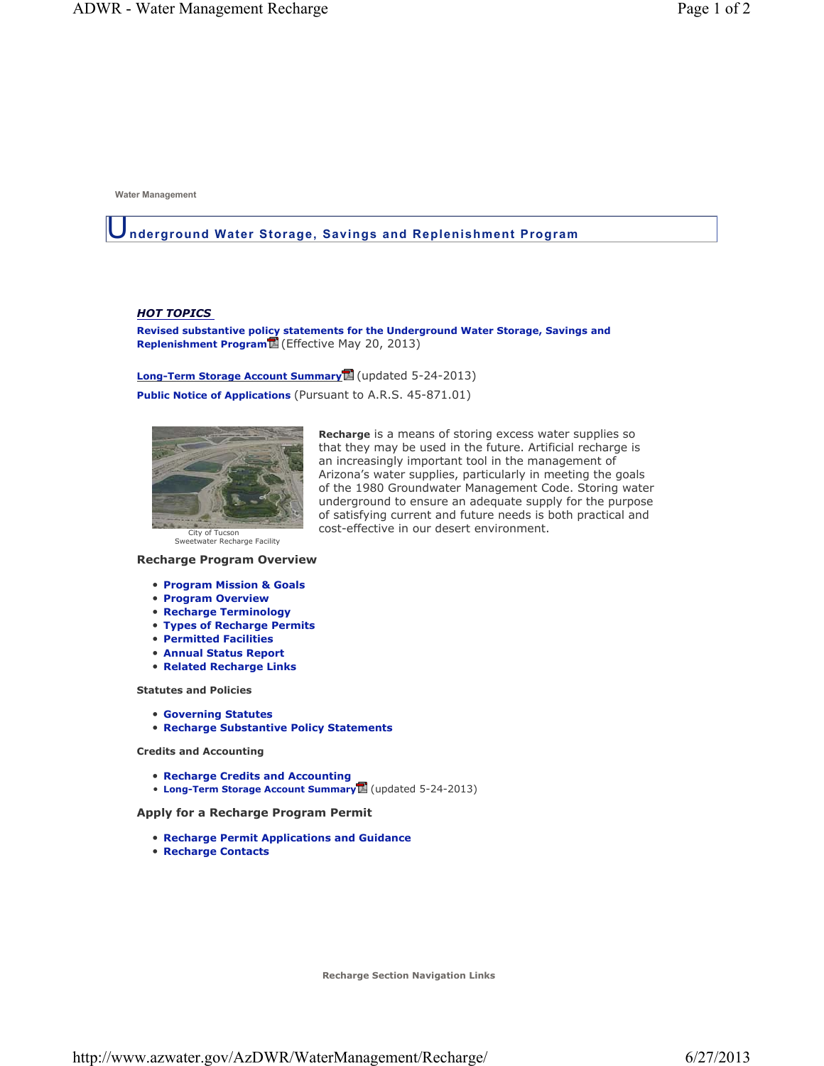Water Management

# Underground Water Storage, Savings and Replenishment Program

***HOT TOPICS***

**Revised substantive policy statements for the Underground Water Storage, Savings and Replenishment Program** (Effective May 20, 2013)

**Long-Term Storage Account Summary** (updated 5-24-2013)

**Public Notice of Applications** (Pursuant to A.R.S. 45-871.01)

City of Tucson
Sweetwater Recharge Facility

**Recharge** is a means of storing excess water supplies so that they may be used in the future. Artificial recharge is an increasingly important tool in the management of Arizona's water supplies, particularly in meeting the goals of the 1980 Groundwater Management Code. Storing water underground to ensure an adequate supply for the purpose of satisfying current and future needs is both practical and cost-effective in our desert environment.

### Recharge Program Overview

- **Program Mission & Goals**
- **Program Overview**
- **Recharge Terminology**
- **Types of Recharge Permits**
- **Permitted Facilities**
- **Annual Status Report**
- **Related Recharge Links**

#### Statutes and Policies

- **Governing Statutes**
- **Recharge Substantive Policy Statements**

#### Credits and Accounting

- **Recharge Credits and Accounting**
- **Long-Term Storage Account Summary** (updated 5-24-2013)

### Apply for a Recharge Program Permit

- **Recharge Permit Applications and Guidance**
- **Recharge Contacts**

**Recharge Section Navigation Links**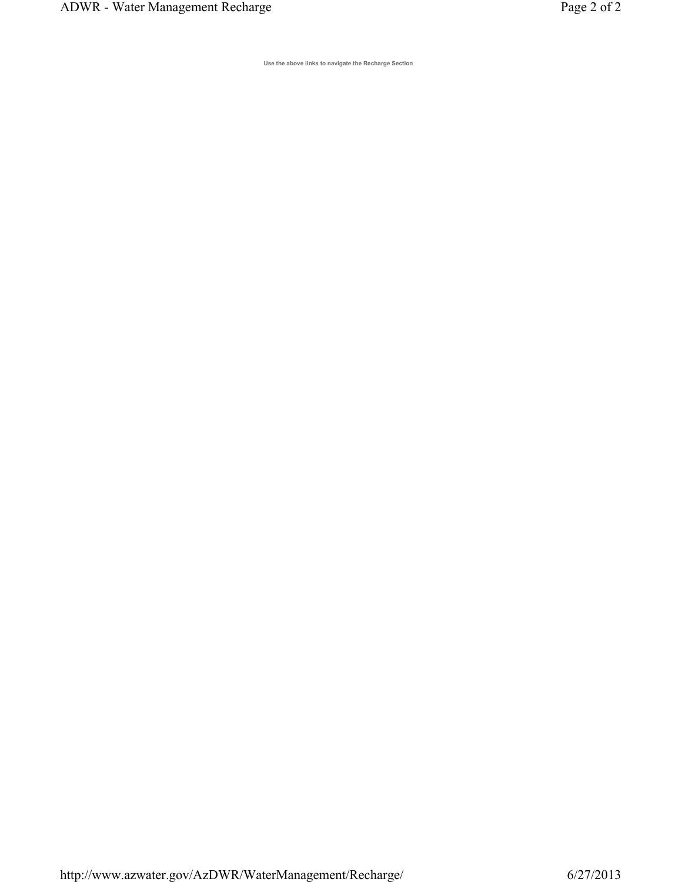Use the above links to navigate the Recharge Section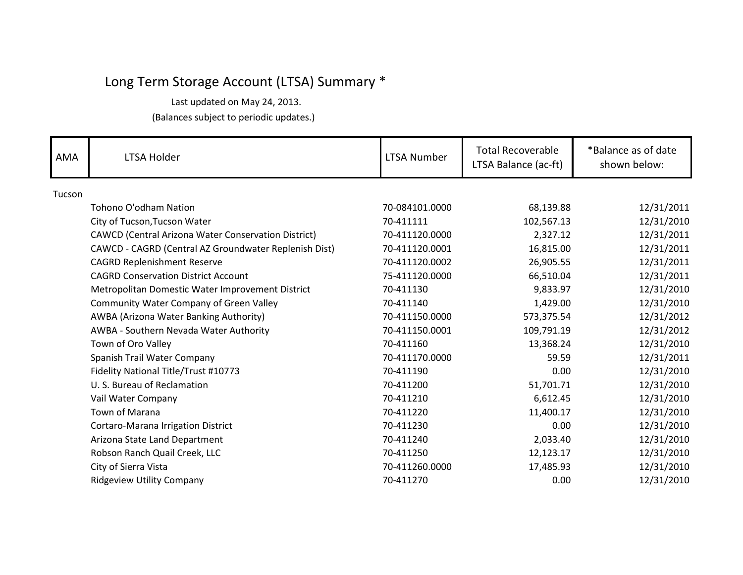# Long Term Storage Account (LTSA) Summary *

Last updated on May 24, 2013.

(Balances subject to periodic updates.)

| AMA | LTSA Holder | LTSA Number | Total Recoverable LTSA Balance (ac-ft) | *Balance as of date shown below: |
|---|---|---|---|---|
| Tucson | | | | |
| | Tohono O'odham Nation | 70-084101.0000 | 68,139.88 | 12/31/2011 |
| | City of Tucson,Tucson Water | 70-411111 | 102,567.13 | 12/31/2010 |
| | CAWCD (Central Arizona Water Conservation District) | 70-411120.0000 | 2,327.12 | 12/31/2011 |
| | CAWCD - CAGRD (Central AZ Groundwater Replenish Dist) | 70-411120.0001 | 16,815.00 | 12/31/2011 |
| | CAGRD Replenishment Reserve | 70-411120.0002 | 26,905.55 | 12/31/2011 |
| | CAGRD Conservation District Account | 75-411120.0000 | 66,510.04 | 12/31/2011 |
| | Metropolitan Domestic Water Improvement District | 70-411130 | 9,833.97 | 12/31/2010 |
| | Community Water Company of Green Valley | 70-411140 | 1,429.00 | 12/31/2010 |
| | AWBA (Arizona Water Banking Authority) | 70-411150.0000 | 573,375.54 | 12/31/2012 |
| | AWBA - Southern Nevada Water Authority | 70-411150.0001 | 109,791.19 | 12/31/2012 |
| | Town of Oro Valley | 70-411160 | 13,368.24 | 12/31/2010 |
| | Spanish Trail Water Company | 70-411170.0000 | 59.59 | 12/31/2011 |
| | Fidelity National Title/Trust #10773 | 70-411190 | 0.00 | 12/31/2010 |
| | U. S. Bureau of Reclamation | 70-411200 | 51,701.71 | 12/31/2010 |
| | Vail Water Company | 70-411210 | 6,612.45 | 12/31/2010 |
| | Town of Marana | 70-411220 | 11,400.17 | 12/31/2010 |
| | Cortaro-Marana Irrigation District | 70-411230 | 0.00 | 12/31/2010 |
| | Arizona State Land Department | 70-411240 | 2,033.40 | 12/31/2010 |
| | Robson Ranch Quail Creek, LLC | 70-411250 | 12,123.17 | 12/31/2010 |
| | City of Sierra Vista | 70-411260.0000 | 17,485.93 | 12/31/2010 |
| | Ridgeview Utility Company | 70-411270 | 0.00 | 12/31/2010 |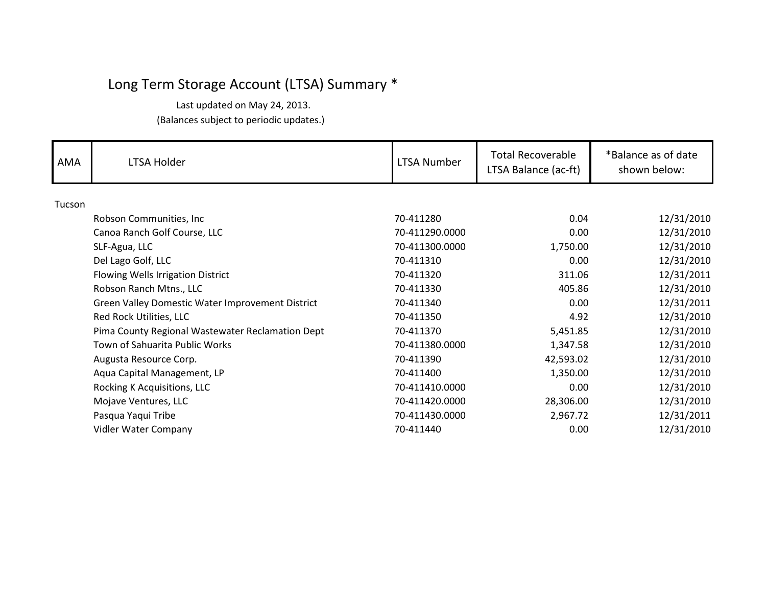# Long Term Storage Account (LTSA) Summary *

Last updated on May 24, 2013.
(Balances subject to periodic updates.)

| AMA | LTSA Holder | LTSA Number | Total Recoverable LTSA Balance (ac-ft) | *Balance as of date shown below: |
|---|---|---|---|---|
| Tucson | | | | |
| | Robson Communities, Inc | 70-411280 | 0.04 | 12/31/2010 |
| | Canoa Ranch Golf Course, LLC | 70-411290.0000 | 0.00 | 12/31/2010 |
| | SLF-Agua, LLC | 70-411300.0000 | 1,750.00 | 12/31/2010 |
| | Del Lago Golf, LLC | 70-411310 | 0.00 | 12/31/2010 |
| | Flowing Wells Irrigation District | 70-411320 | 311.06 | 12/31/2011 |
| | Robson Ranch Mtns., LLC | 70-411330 | 405.86 | 12/31/2010 |
| | Green Valley Domestic Water Improvement District | 70-411340 | 0.00 | 12/31/2011 |
| | Red Rock Utilities, LLC | 70-411350 | 4.92 | 12/31/2010 |
| | Pima County Regional Wastewater Reclamation Dept | 70-411370 | 5,451.85 | 12/31/2010 |
| | Town of Sahuarita Public Works | 70-411380.0000 | 1,347.58 | 12/31/2010 |
| | Augusta Resource Corp. | 70-411390 | 42,593.02 | 12/31/2010 |
| | Aqua Capital Management, LP | 70-411400 | 1,350.00 | 12/31/2010 |
| | Rocking K Acquisitions, LLC | 70-411410.0000 | 0.00 | 12/31/2010 |
| | Mojave Ventures, LLC | 70-411420.0000 | 28,306.00 | 12/31/2010 |
| | Pasqua Yaqui Tribe | 70-411430.0000 | 2,967.72 | 12/31/2011 |
| | Vidler Water Company | 70-411440 | 0.00 | 12/31/2010 |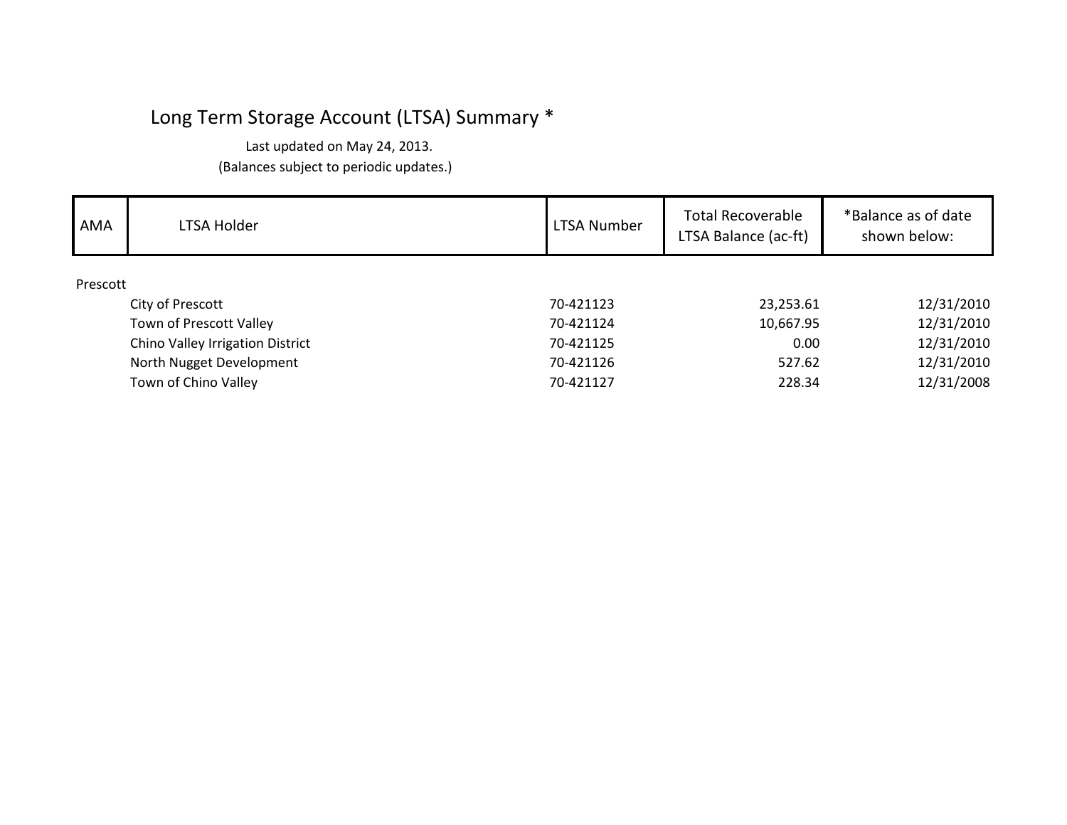# Long Term Storage Account (LTSA) Summary *

Last updated on May 24, 2013.
(Balances subject to periodic updates.)

| AMA | LTSA Holder | LTSA Number | Total Recoverable LTSA Balance (ac-ft) | *Balance as of date shown below: |
|---|---|---|---|---|
| Prescott | | | | |
| | City of Prescott | 70-421123 | 23,253.61 | 12/31/2010 |
| | Town of Prescott Valley | 70-421124 | 10,667.95 | 12/31/2010 |
| | Chino Valley Irrigation District | 70-421125 | 0.00 | 12/31/2010 |
| | North Nugget Development | 70-421126 | 527.62 | 12/31/2010 |
| | Town of Chino Valley | 70-421127 | 228.34 | 12/31/2008 |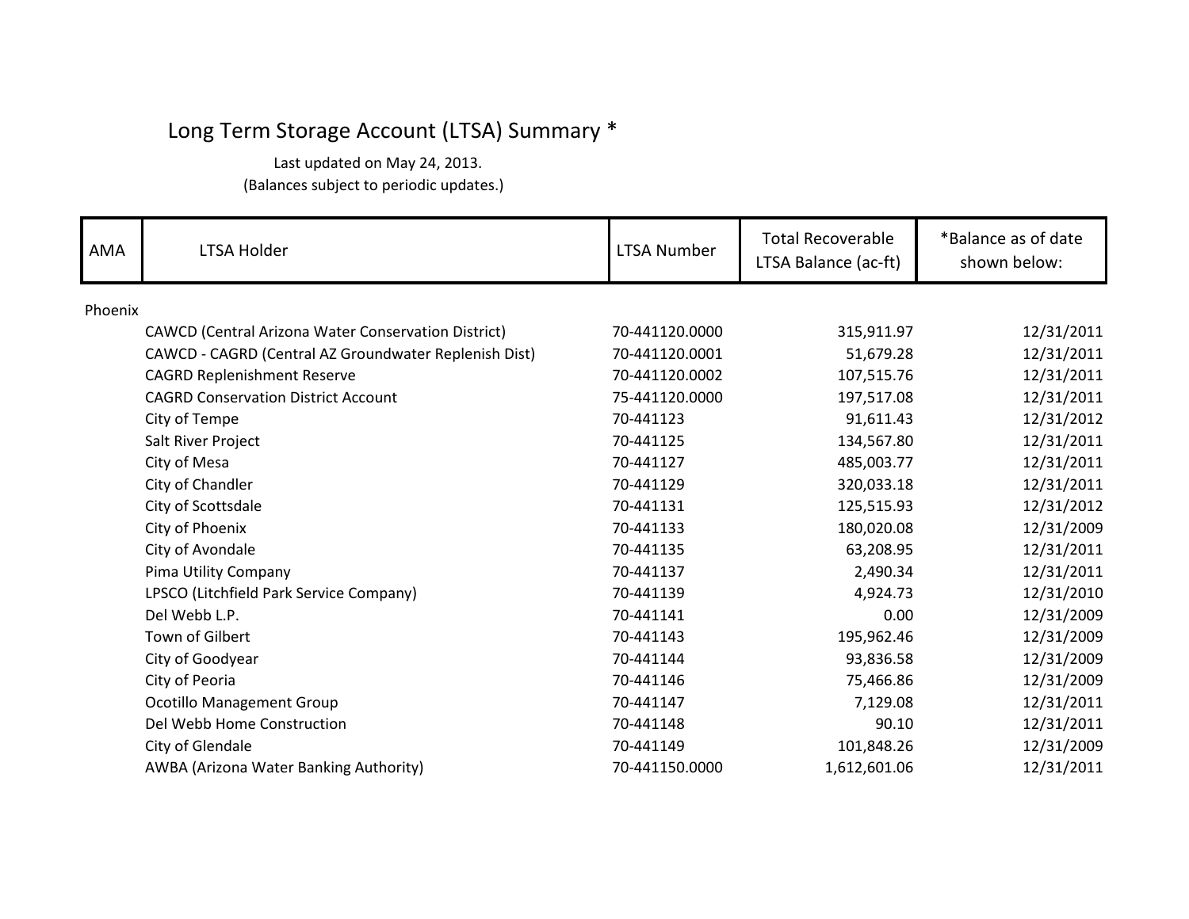# Long Term Storage Account (LTSA) Summary *

Last updated on May 24, 2013.
(Balances subject to periodic updates.)

| AMA | LTSA Holder | LTSA Number | Total Recoverable LTSA Balance (ac-ft) | *Balance as of date shown below: |
|---|---|---|---|---|
| Phoenix | | | | |
| | CAWCD (Central Arizona Water Conservation District) | 70-441120.0000 | 315,911.97 | 12/31/2011 |
| | CAWCD - CAGRD (Central AZ Groundwater Replenish Dist) | 70-441120.0001 | 51,679.28 | 12/31/2011 |
| | CAGRD Replenishment Reserve | 70-441120.0002 | 107,515.76 | 12/31/2011 |
| | CAGRD Conservation District Account | 75-441120.0000 | 197,517.08 | 12/31/2011 |
| | City of Tempe | 70-441123 | 91,611.43 | 12/31/2012 |
| | Salt River Project | 70-441125 | 134,567.80 | 12/31/2011 |
| | City of Mesa | 70-441127 | 485,003.77 | 12/31/2011 |
| | City of Chandler | 70-441129 | 320,033.18 | 12/31/2011 |
| | City of Scottsdale | 70-441131 | 125,515.93 | 12/31/2012 |
| | City of Phoenix | 70-441133 | 180,020.08 | 12/31/2009 |
| | City of Avondale | 70-441135 | 63,208.95 | 12/31/2011 |
| | Pima Utility Company | 70-441137 | 2,490.34 | 12/31/2011 |
| | LPSCO (Litchfield Park Service Company) | 70-441139 | 4,924.73 | 12/31/2010 |
| | Del Webb L.P. | 70-441141 | 0.00 | 12/31/2009 |
| | Town of Gilbert | 70-441143 | 195,962.46 | 12/31/2009 |
| | City of Goodyear | 70-441144 | 93,836.58 | 12/31/2009 |
| | City of Peoria | 70-441146 | 75,466.86 | 12/31/2009 |
| | Ocotillo Management Group | 70-441147 | 7,129.08 | 12/31/2011 |
| | Del Webb Home Construction | 70-441148 | 90.10 | 12/31/2011 |
| | City of Glendale | 70-441149 | 101,848.26 | 12/31/2009 |
| | AWBA (Arizona Water Banking Authority) | 70-441150.0000 | 1,612,601.06 | 12/31/2011 |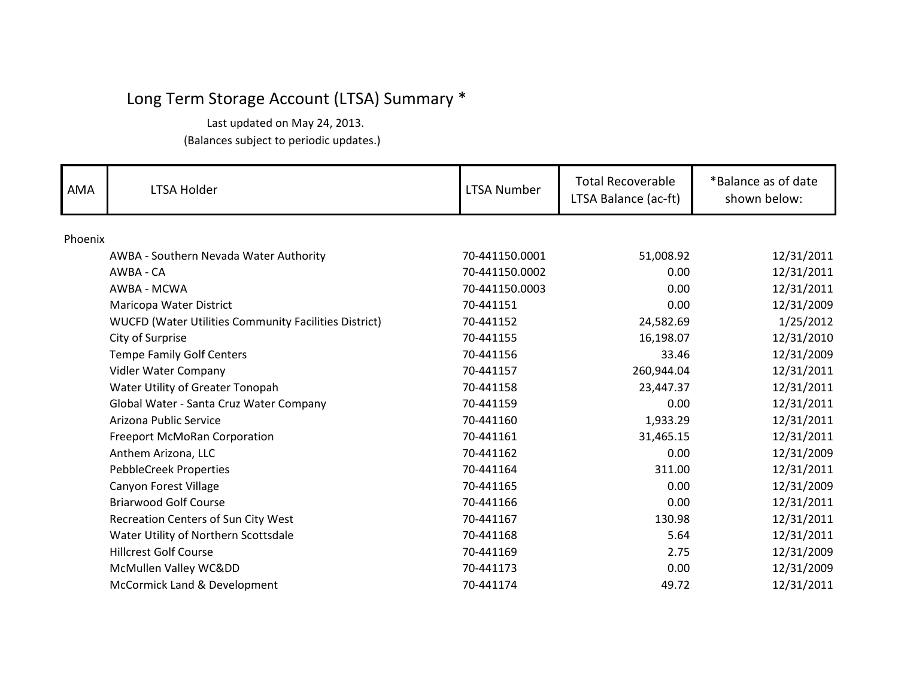# Long Term Storage Account (LTSA) Summary *

Last updated on May 24, 2013.

(Balances subject to periodic updates.)

| AMA | LTSA Holder | LTSA Number | Total Recoverable LTSA Balance (ac-ft) | *Balance as of date shown below: |
|---|---|---|---|---|
| Phoenix | | | | |
| | AWBA - Southern Nevada Water Authority | 70-441150.0001 | 51,008.92 | 12/31/2011 |
| | AWBA - CA | 70-441150.0002 | 0.00 | 12/31/2011 |
| | AWBA - MCWA | 70-441150.0003 | 0.00 | 12/31/2011 |
| | Maricopa Water District | 70-441151 | 0.00 | 12/31/2009 |
| | WUCFD (Water Utilities Community Facilities District) | 70-441152 | 24,582.69 | 1/25/2012 |
| | City of Surprise | 70-441155 | 16,198.07 | 12/31/2010 |
| | Tempe Family Golf Centers | 70-441156 | 33.46 | 12/31/2009 |
| | Vidler Water Company | 70-441157 | 260,944.04 | 12/31/2011 |
| | Water Utility of Greater Tonopah | 70-441158 | 23,447.37 | 12/31/2011 |
| | Global Water - Santa Cruz Water Company | 70-441159 | 0.00 | 12/31/2011 |
| | Arizona Public Service | 70-441160 | 1,933.29 | 12/31/2011 |
| | Freeport McMoRan Corporation | 70-441161 | 31,465.15 | 12/31/2011 |
| | Anthem Arizona, LLC | 70-441162 | 0.00 | 12/31/2009 |
| | PebbleCreek Properties | 70-441164 | 311.00 | 12/31/2011 |
| | Canyon Forest Village | 70-441165 | 0.00 | 12/31/2009 |
| | Briarwood Golf Course | 70-441166 | 0.00 | 12/31/2011 |
| | Recreation Centers of Sun City West | 70-441167 | 130.98 | 12/31/2011 |
| | Water Utility of Northern Scottsdale | 70-441168 | 5.64 | 12/31/2011 |
| | Hillcrest Golf Course | 70-441169 | 2.75 | 12/31/2009 |
| | McMullen Valley WC&DD | 70-441173 | 0.00 | 12/31/2009 |
| | McCormick Land & Development | 70-441174 | 49.72 | 12/31/2011 |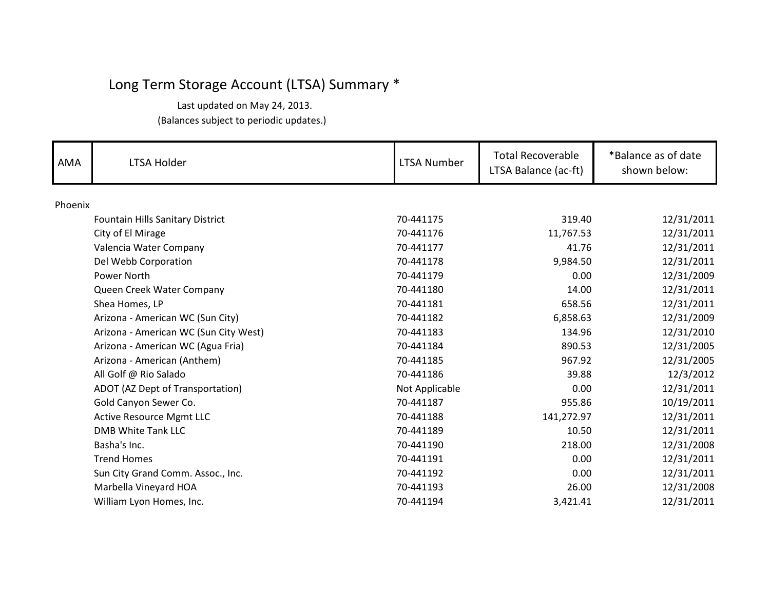# Long Term Storage Account (LTSA) Summary *

Last updated on May 24, 2013.
(Balances subject to periodic updates.)

| AMA | LTSA Holder | LTSA Number | Total Recoverable LTSA Balance (ac-ft) | *Balance as of date shown below: |
|---|---|---|---|---|
| Phoenix | | | | |
| | Fountain Hills Sanitary District | 70-441175 | 319.40 | 12/31/2011 |
| | City of El Mirage | 70-441176 | 11,767.53 | 12/31/2011 |
| | Valencia Water Company | 70-441177 | 41.76 | 12/31/2011 |
| | Del Webb Corporation | 70-441178 | 9,984.50 | 12/31/2011 |
| | Power North | 70-441179 | 0.00 | 12/31/2009 |
| | Queen Creek Water Company | 70-441180 | 14.00 | 12/31/2011 |
| | Shea Homes, LP | 70-441181 | 658.56 | 12/31/2011 |
| | Arizona - American WC (Sun City) | 70-441182 | 6,858.63 | 12/31/2009 |
| | Arizona - American WC (Sun City West) | 70-441183 | 134.96 | 12/31/2010 |
| | Arizona - American WC (Agua Fria) | 70-441184 | 890.53 | 12/31/2005 |
| | Arizona - American (Anthem) | 70-441185 | 967.92 | 12/31/2005 |
| | All Golf @ Rio Salado | 70-441186 | 39.88 | 12/3/2012 |
| | ADOT (AZ Dept of Transportation) | Not Applicable | 0.00 | 12/31/2011 |
| | Gold Canyon Sewer Co. | 70-441187 | 955.86 | 10/19/2011 |
| | Active Resource Mgmt LLC | 70-441188 | 141,272.97 | 12/31/2011 |
| | DMB White Tank LLC | 70-441189 | 10.50 | 12/31/2011 |
| | Basha's Inc. | 70-441190 | 218.00 | 12/31/2008 |
| | Trend Homes | 70-441191 | 0.00 | 12/31/2011 |
| | Sun City Grand Comm. Assoc., Inc. | 70-441192 | 0.00 | 12/31/2011 |
| | Marbella Vineyard HOA | 70-441193 | 26.00 | 12/31/2008 |
| | William Lyon Homes, Inc. | 70-441194 | 3,421.41 | 12/31/2011 |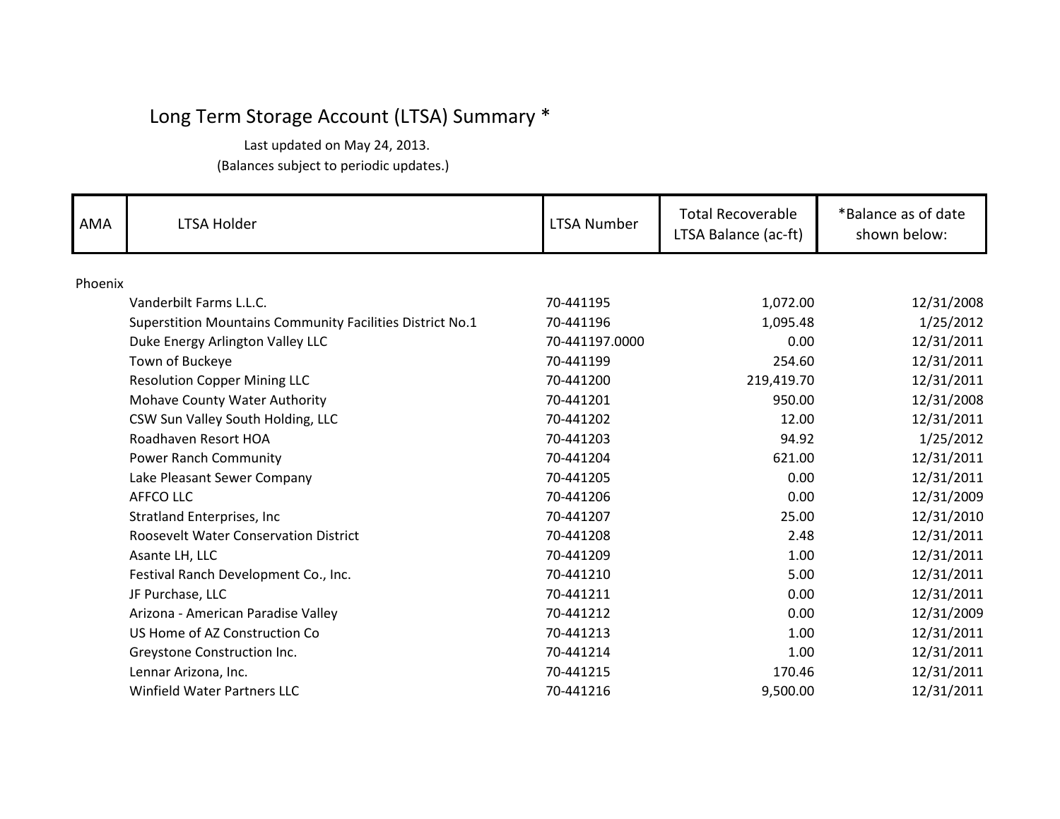# Long Term Storage Account (LTSA) Summary *

Last updated on May 24, 2013.

(Balances subject to periodic updates.)

| AMA | LTSA Holder | LTSA Number | Total Recoverable LTSA Balance (ac-ft) | *Balance as of date shown below: |
|---|---|---|---|---|
| Phoenix | | | | |
| | Vanderbilt Farms L.L.C. | 70-441195 | 1,072.00 | 12/31/2008 |
| | Superstition Mountains Community Facilities District No.1 | 70-441196 | 1,095.48 | 1/25/2012 |
| | Duke Energy Arlington Valley LLC | 70-441197.0000 | 0.00 | 12/31/2011 |
| | Town of Buckeye | 70-441199 | 254.60 | 12/31/2011 |
| | Resolution Copper Mining LLC | 70-441200 | 219,419.70 | 12/31/2011 |
| | Mohave County Water Authority | 70-441201 | 950.00 | 12/31/2008 |
| | CSW Sun Valley South Holding, LLC | 70-441202 | 12.00 | 12/31/2011 |
| | Roadhaven Resort HOA | 70-441203 | 94.92 | 1/25/2012 |
| | Power Ranch Community | 70-441204 | 621.00 | 12/31/2011 |
| | Lake Pleasant Sewer Company | 70-441205 | 0.00 | 12/31/2011 |
| | AFFCO LLC | 70-441206 | 0.00 | 12/31/2009 |
| | Stratland Enterprises, Inc | 70-441207 | 25.00 | 12/31/2010 |
| | Roosevelt Water Conservation District | 70-441208 | 2.48 | 12/31/2011 |
| | Asante LH, LLC | 70-441209 | 1.00 | 12/31/2011 |
| | Festival Ranch Development Co., Inc. | 70-441210 | 5.00 | 12/31/2011 |
| | JF Purchase, LLC | 70-441211 | 0.00 | 12/31/2011 |
| | Arizona - American Paradise Valley | 70-441212 | 0.00 | 12/31/2009 |
| | US Home of AZ Construction Co | 70-441213 | 1.00 | 12/31/2011 |
| | Greystone Construction Inc. | 70-441214 | 1.00 | 12/31/2011 |
| | Lennar Arizona, Inc. | 70-441215 | 170.46 | 12/31/2011 |
| | Winfield Water Partners LLC | 70-441216 | 9,500.00 | 12/31/2011 |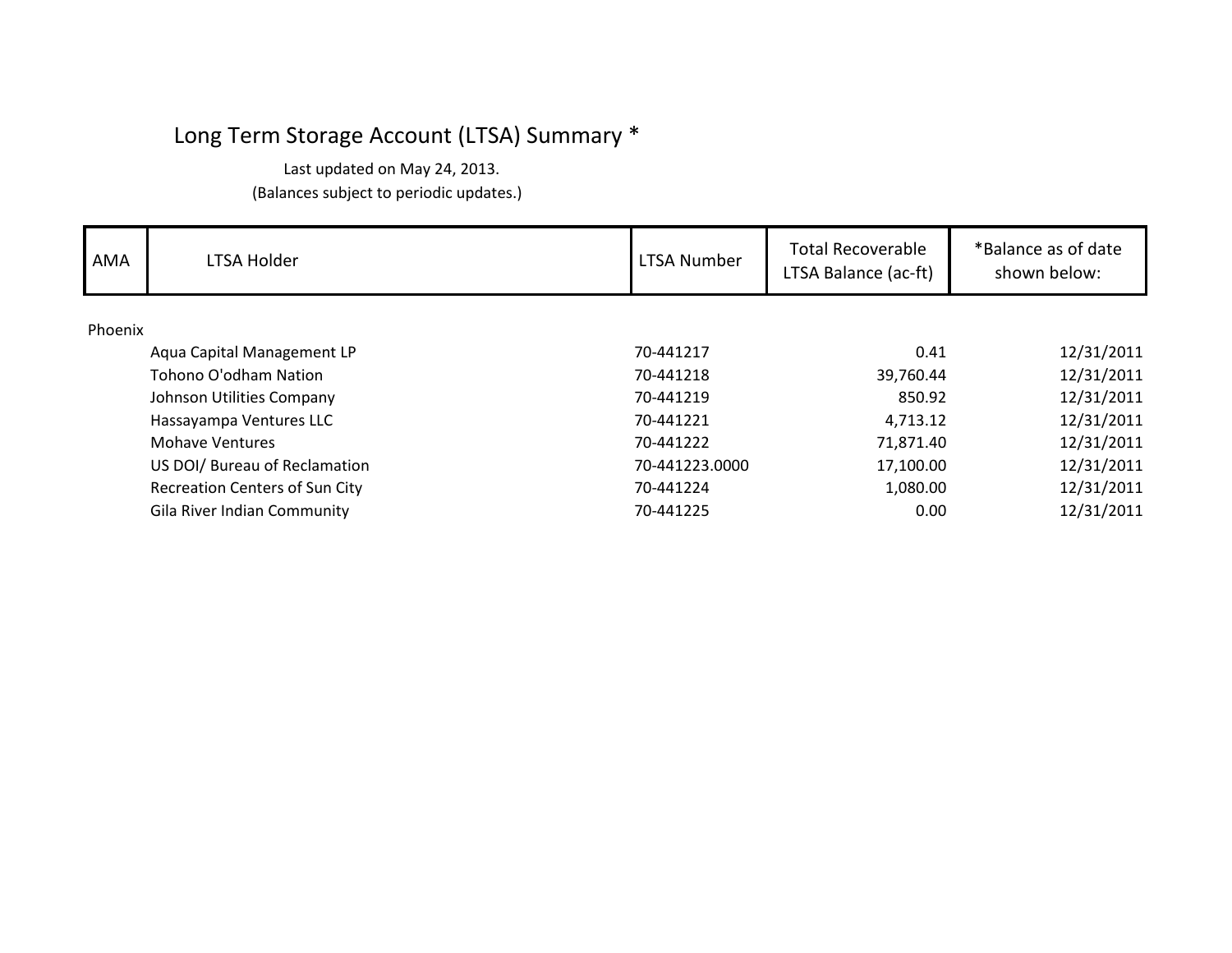# Long Term Storage Account (LTSA) Summary *

Last updated on May 24, 2013.

(Balances subject to periodic updates.)

| AMA | LTSA Holder | LTSA Number | Total Recoverable LTSA Balance (ac-ft) | *Balance as of date shown below: |
|---|---|---|---|---|
| Phoenix | | | | |
| | Aqua Capital Management LP | 70-441217 | 0.41 | 12/31/2011 |
| | Tohono O'odham Nation | 70-441218 | 39,760.44 | 12/31/2011 |
| | Johnson Utilities Company | 70-441219 | 850.92 | 12/31/2011 |
| | Hassayampa Ventures LLC | 70-441221 | 4,713.12 | 12/31/2011 |
| | Mohave Ventures | 70-441222 | 71,871.40 | 12/31/2011 |
| | US DOI/ Bureau of Reclamation | 70-441223.0000 | 17,100.00 | 12/31/2011 |
| | Recreation Centers of Sun City | 70-441224 | 1,080.00 | 12/31/2011 |
| | Gila River Indian Community | 70-441225 | 0.00 | 12/31/2011 |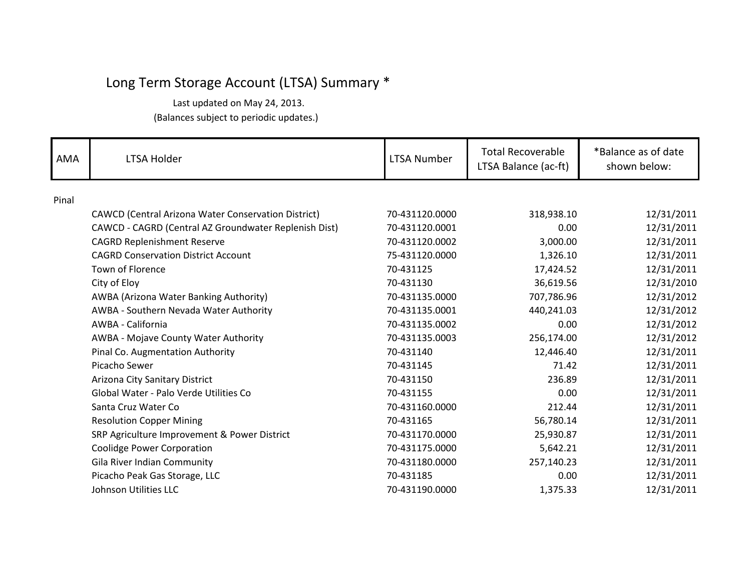# Long Term Storage Account (LTSA) Summary *

Last updated on May 24, 2013.

(Balances subject to periodic updates.)

| AMA | LTSA Holder | LTSA Number | Total Recoverable LTSA Balance (ac-ft) | *Balance as of date shown below: |
|---|---|---|---|---|
| Pinal | | | | |
| | CAWCD (Central Arizona Water Conservation District) | 70-431120.0000 | 318,938.10 | 12/31/2011 |
| | CAWCD - CAGRD (Central AZ Groundwater Replenish Dist) | 70-431120.0001 | 0.00 | 12/31/2011 |
| | CAGRD Replenishment Reserve | 70-431120.0002 | 3,000.00 | 12/31/2011 |
| | CAGRD Conservation District Account | 75-431120.0000 | 1,326.10 | 12/31/2011 |
| | Town of Florence | 70-431125 | 17,424.52 | 12/31/2011 |
| | City of Eloy | 70-431130 | 36,619.56 | 12/31/2010 |
| | AWBA (Arizona Water Banking Authority) | 70-431135.0000 | 707,786.96 | 12/31/2012 |
| | AWBA - Southern Nevada Water Authority | 70-431135.0001 | 440,241.03 | 12/31/2012 |
| | AWBA - California | 70-431135.0002 | 0.00 | 12/31/2012 |
| | AWBA - Mojave County Water Authority | 70-431135.0003 | 256,174.00 | 12/31/2012 |
| | Pinal Co. Augmentation Authority | 70-431140 | 12,446.40 | 12/31/2011 |
| | Picacho Sewer | 70-431145 | 71.42 | 12/31/2011 |
| | Arizona City Sanitary District | 70-431150 | 236.89 | 12/31/2011 |
| | Global Water - Palo Verde Utilities Co | 70-431155 | 0.00 | 12/31/2011 |
| | Santa Cruz Water Co | 70-431160.0000 | 212.44 | 12/31/2011 |
| | Resolution Copper Mining | 70-431165 | 56,780.14 | 12/31/2011 |
| | SRP Agriculture Improvement & Power District | 70-431170.0000 | 25,930.87 | 12/31/2011 |
| | Coolidge Power Corporation | 70-431175.0000 | 5,642.21 | 12/31/2011 |
| | Gila River Indian Community | 70-431180.0000 | 257,140.23 | 12/31/2011 |
| | Picacho Peak Gas Storage, LLC | 70-431185 | 0.00 | 12/31/2011 |
| | Johnson Utilities LLC | 70-431190.0000 | 1,375.33 | 12/31/2011 |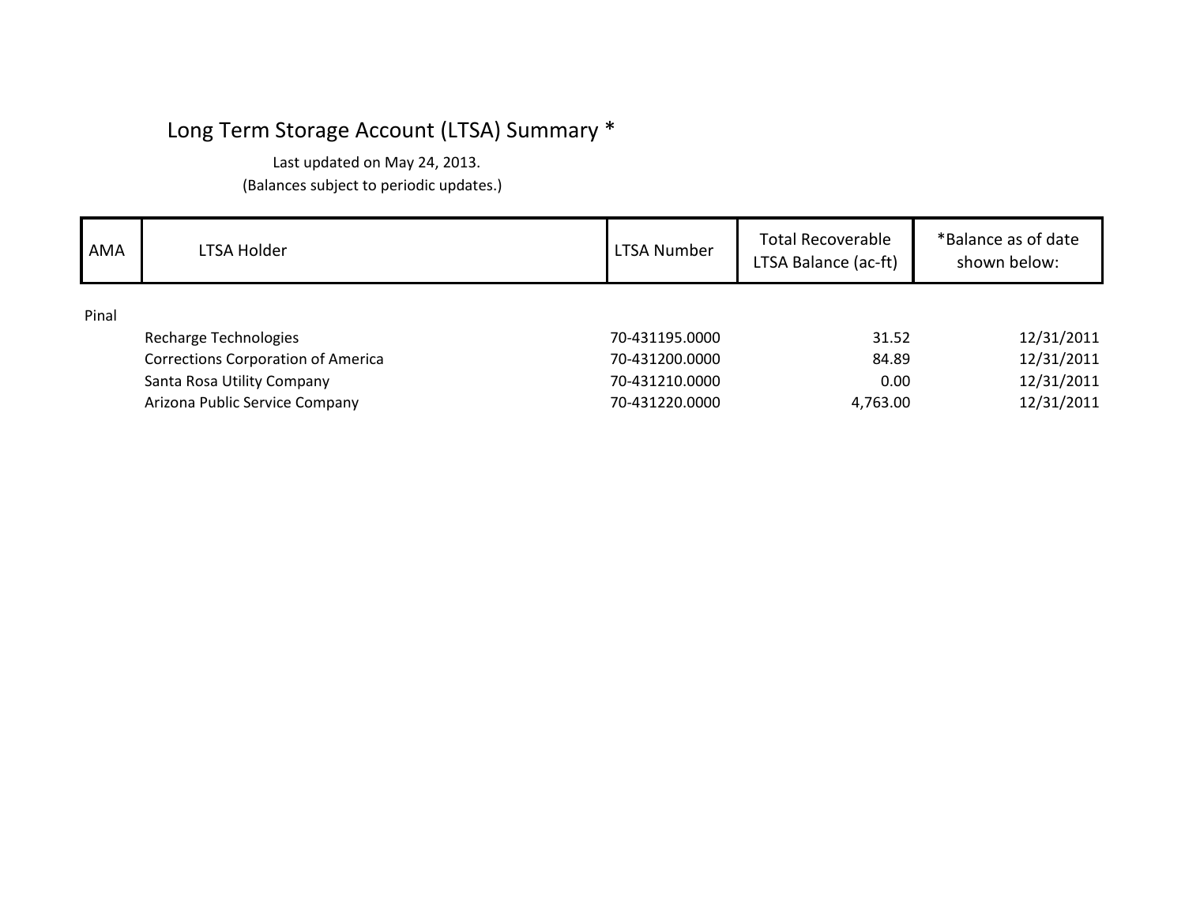# Long Term Storage Account (LTSA) Summary *

Last updated on May 24, 2013.
(Balances subject to periodic updates.)

| AMA | LTSA Holder | LTSA Number | Total Recoverable LTSA Balance (ac-ft) | *Balance as of date shown below: |
|---|---|---|---|---|
| Pinal | | | | |
| | Recharge Technologies | 70-431195.0000 | 31.52 | 12/31/2011 |
| | Corrections Corporation of America | 70-431200.0000 | 84.89 | 12/31/2011 |
| | Santa Rosa Utility Company | 70-431210.0000 | 0.00 | 12/31/2011 |
| | Arizona Public Service Company | 70-431220.0000 | 4,763.00 | 12/31/2011 |